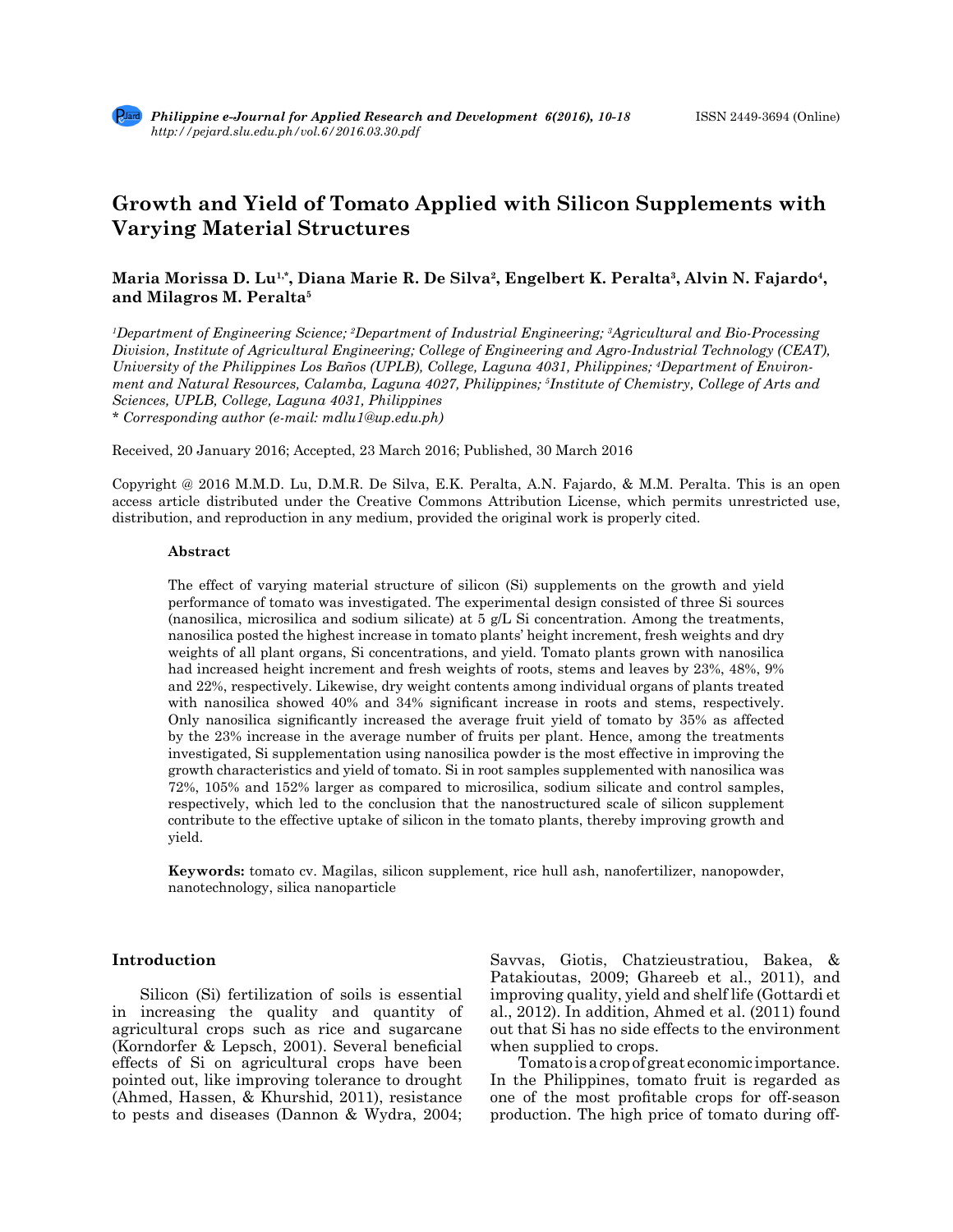# Growth and Yield of Tomato Applied with Silicon Supplements with Varying Material Structures

**Maria Morissa D. Lu[1,*], Diana Marie R. De Silva[2], Engelbert K. Peralta[3], Alvin N. Fajardo[4], and Milagros M. Peralta[5]**

*[1]Department of Engineering Science; [2]Department of Industrial Engineering; [3]Agricultural and Bio-Processing Division, Institute of Agricultural Engineering; College of Engineering and Agro-Industrial Technology (CEAT), University of the Philippines Los Baños (UPLB), College, Laguna 4031, Philippines; [4]Department of Environment and Natural Resources, Calamba, Laguna 4027, Philippines; [5]Institute of Chemistry, College of Arts and Sciences, UPLB, College, Laguna 4031, Philippines*

*\* Corresponding author (e-mail: mdlu1@up.edu.ph)*

Received, 20 January 2016; Accepted, 23 March 2016; Published, 30 March 2016

Copyright @ 2016 M.M.D. Lu, D.M.R. De Silva, E.K. Peralta, A.N. Fajardo, & M.M. Peralta. This is an open access article distributed under the Creative Commons Attribution License, which permits unrestricted use, distribution, and reproduction in any medium, provided the original work is properly cited.

### Abstract

The effect of varying material structure of silicon (Si) supplements on the growth and yield performance of tomato was investigated. The experimental design consisted of three Si sources (nanosilica, microsilica and sodium silicate) at 5 g/L Si concentration. Among the treatments, nanosilica posted the highest increase in tomato plants' height increment, fresh weights and dry weights of all plant organs, Si concentrations, and yield. Tomato plants grown with nanosilica had increased height increment and fresh weights of roots, stems and leaves by 23%, 48%, 9% and 22%, respectively. Likewise, dry weight contents among individual organs of plants treated with nanosilica showed 40% and 34% significant increase in roots and stems, respectively. Only nanosilica significantly increased the average fruit yield of tomato by 35% as affected by the 23% increase in the average number of fruits per plant. Hence, among the treatments investigated, Si supplementation using nanosilica powder is the most effective in improving the growth characteristics and yield of tomato. Si in root samples supplemented with nanosilica was 72%, 105% and 152% larger as compared to microsilica, sodium silicate and control samples, respectively, which led to the conclusion that the nanostructured scale of silicon supplement contribute to the effective uptake of silicon in the tomato plants, thereby improving growth and yield.

**Keywords:** tomato cv. Magilas, silicon supplement, rice hull ash, nanofertilizer, nanopowder, nanotechnology, silica nanoparticle

## Introduction

Silicon (Si) fertilization of soils is essential in increasing the quality and quantity of agricultural crops such as rice and sugarcane (Korndorfer & Lepsch, 2001). Several beneficial effects of Si on agricultural crops have been pointed out, like improving tolerance to drought (Ahmed, Hassen, & Khurshid, 2011), resistance to pests and diseases (Dannon & Wydra, 2004; Savvas, Giotis, Chatzieustratiou, Bakea, & Patakioutas, 2009; Ghareeb et al., 2011), and improving quality, yield and shelf life (Gottardi et al., 2012). In addition, Ahmed et al. (2011) found out that Si has no side effects to the environment when supplied to crops.

Tomato is a crop of great economic importance. In the Philippines, tomato fruit is regarded as one of the most profitable crops for off-season production. The high price of tomato during off-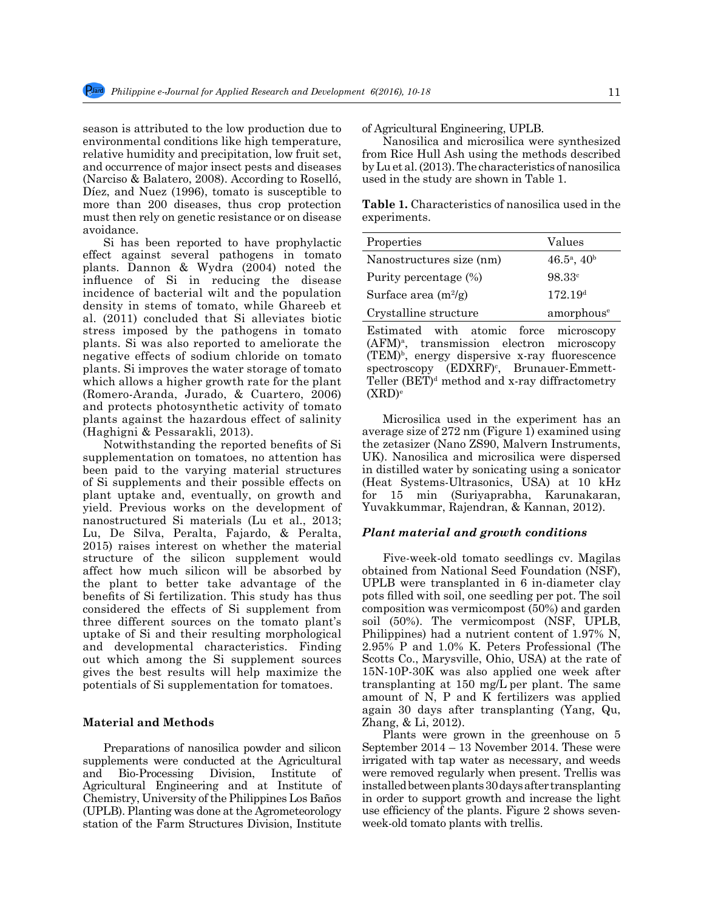season is attributed to the low production due to environmental conditions like high temperature, relative humidity and precipitation, low fruit set, and occurrence of major insect pests and diseases (Narciso & Balatero, 2008). According to Roselló, Díez, and Nuez (1996), tomato is susceptible to more than 200 diseases, thus crop protection must then rely on genetic resistance or on disease avoidance.

Si has been reported to have prophylactic effect against several pathogens in tomato plants. Dannon & Wydra (2004) noted the influence of Si in reducing the disease incidence of bacterial wilt and the population density in stems of tomato, while Ghareeb et al. (2011) concluded that Si alleviates biotic stress imposed by the pathogens in tomato plants. Si was also reported to ameliorate the negative effects of sodium chloride on tomato plants. Si improves the water storage of tomato which allows a higher growth rate for the plant (Romero-Aranda, Jurado, & Cuartero, 2006) and protects photosynthetic activity of tomato plants against the hazardous effect of salinity (Haghigni & Pessarakli, 2013).

Notwithstanding the reported benefits of Si supplementation on tomatoes, no attention has been paid to the varying material structures of Si supplements and their possible effects on plant uptake and, eventually, on growth and yield. Previous works on the development of nanostructured Si materials (Lu et al., 2013; Lu, De Silva, Peralta, Fajardo, & Peralta, 2015) raises interest on whether the material structure of the silicon supplement would affect how much silicon will be absorbed by the plant to better take advantage of the benefits of Si fertilization. This study thus considered the effects of Si supplement from three different sources on the tomato plant's uptake of Si and their resulting morphological and developmental characteristics. Finding out which among the Si supplement sources gives the best results will help maximize the potentials of Si supplementation for tomatoes.

## Material and Methods

Preparations of nanosilica powder and silicon supplements were conducted at the Agricultural and Bio-Processing Division, Institute of Agricultural Engineering and at Institute of Chemistry, University of the Philippines Los Baños (UPLB). Planting was done at the Agrometeorology station of the Farm Structures Division, Institute of Agricultural Engineering, UPLB.

Nanosilica and microsilica were synthesized from Rice Hull Ash using the methods described by Lu et al. (2013). The characteristics of nanosilica used in the study are shown in Table 1.

**Table 1.** Characteristics of nanosilica used in the experiments.

| Properties | Values |
|---|---|
| Nanostructures size (nm) | 46.5[a], 40[b] |
| Purity percentage (%) | 98.33[c] |
| Surface area ($m^2/g$) | 172.19[d] |
| Crystalline structure | amorphous[e] |

Estimated with atomic force microscopy (AFM)[a], transmission electron microscopy (TEM)[b], energy dispersive x-ray fluorescence spectroscopy (EDXRF)[c], Brunauer-Emmett-Teller (BET)[d] method and x-ray diffractometry (XRD)[e]

Microsilica used in the experiment has an average size of 272 nm (Figure 1) examined using the zetasizer (Nano ZS90, Malvern Instruments, UK). Nanosilica and microsilica were dispersed in distilled water by sonicating using a sonicator (Heat Systems-Ultrasonics, USA) at 10 kHz for 15 min (Suriyaprabha, Karunakaran, Yuvakkummar, Rajendran, & Kannan, 2012).

### *Plant material and growth conditions*

Five-week-old tomato seedlings cv. Magilas obtained from National Seed Foundation (NSF), UPLB were transplanted in 6 in-diameter clay pots filled with soil, one seedling per pot. The soil composition was vermicompost (50%) and garden soil (50%). The vermicompost (NSF, UPLB, Philippines) had a nutrient content of 1.97% N, 2.95% P and 1.0% K. Peters Professional (The Scotts Co., Marysville, Ohio, USA) at the rate of 15N-10P-30K was also applied one week after transplanting at 150 mg/L per plant. The same amount of N, P and K fertilizers was applied again 30 days after transplanting (Yang, Qu, Zhang, & Li, 2012).

Plants were grown in the greenhouse on 5 September 2014 – 13 November 2014. These were irrigated with tap water as necessary, and weeds were removed regularly when present. Trellis was installed between plants 30 days after transplanting in order to support growth and increase the light use efficiency of the plants. Figure 2 shows seven-week-old tomato plants with trellis.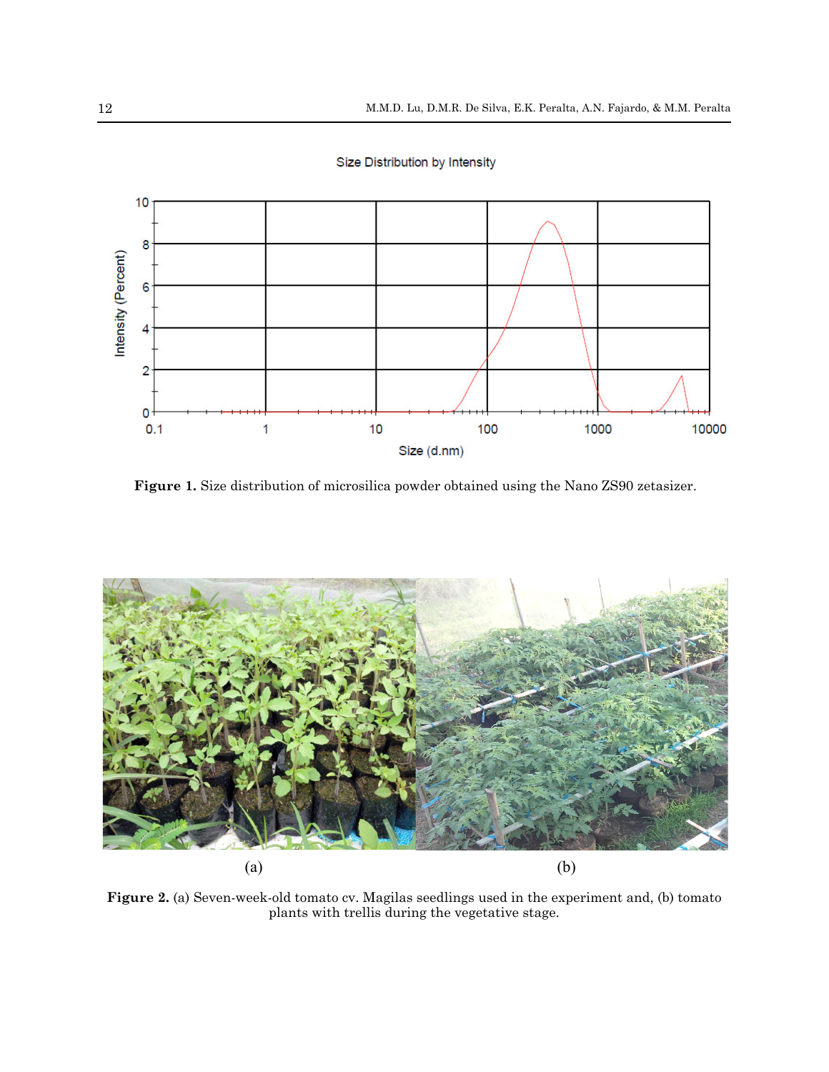Figure 1. Size distribution of microsilica powder obtained using the Nano ZS90 zetasizer.

(a) (b)

**Figure 2.** (a) Seven-week-old tomato cv. Magilas seedlings used in the experiment and, (b) tomato plants with trellis during the vegetative stage.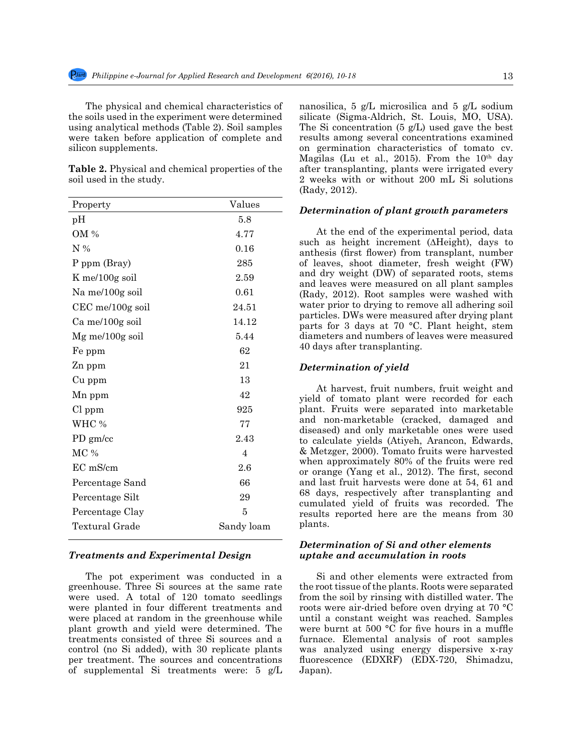The physical and chemical characteristics of the soils used in the experiment were determined using analytical methods (Table 2). Soil samples were taken before application of complete and silicon supplements.

**Table 2.** Physical and chemical properties of the soil used in the study.

| Property | Values |
|---|---|
| pH | 5.8 |
| OM % | 4.77 |
| N % | 0.16 |
| P ppm (Bray) | 285 |
| K me/100g soil | 2.59 |
| Na me/100g soil | 0.61 |
| CEC me/100g soil | 24.51 |
| Ca me/100g soil | 14.12 |
| Mg me/100g soil | 5.44 |
| Fe ppm | 62 |
| Zn ppm | 21 |
| Cu ppm | 13 |
| Mn ppm | 42 |
| Cl ppm | 925 |
| WHC % | 77 |
| PD gm/cc | 2.43 |
| MC % | 4 |
| EC mS/cm | 2.6 |
| Percentage Sand | 66 |
| Percentage Silt | 29 |
| Percentage Clay | 5 |
| Textural Grade | Sandy loam |

### *Treatments and Experimental Design*

The pot experiment was conducted in a greenhouse. Three Si sources at the same rate were used. A total of 120 tomato seedlings were planted in four different treatments and were placed at random in the greenhouse while plant growth and yield were determined. The treatments consisted of three Si sources and a control (no Si added), with 30 replicate plants per treatment. The sources and concentrations of supplemental Si treatments were: 5 g/L nanosilica, 5 g/L microsilica and 5 g/L sodium silicate (Sigma-Aldrich, St. Louis, MO, USA). The Si concentration (5 g/L) used gave the best results among several concentrations examined on germination characteristics of tomato cv. Magilas (Lu et al., 2015). From the 10th day after transplanting, plants were irrigated every 2 weeks with or without 200 mL Si solutions (Rady, 2012).

### *Determination of plant growth parameters*

At the end of the experimental period, data such as height increment (ΔHeight), days to anthesis (first flower) from transplant, number of leaves, shoot diameter, fresh weight (FW) and dry weight (DW) of separated roots, stems and leaves were measured on all plant samples (Rady, 2012). Root samples were washed with water prior to drying to remove all adhering soil particles. DWs were measured after drying plant parts for 3 days at 70 °C. Plant height, stem diameters and numbers of leaves were measured 40 days after transplanting.

### *Determination of yield*

At harvest, fruit numbers, fruit weight and yield of tomato plant were recorded for each plant. Fruits were separated into marketable and non-marketable (cracked, damaged and diseased) and only marketable ones were used to calculate yields (Atiyeh, Arancon, Edwards, & Metzger, 2000). Tomato fruits were harvested when approximately 80% of the fruits were red or orange (Yang et al., 2012). The first, second and last fruit harvests were done at 54, 61 and 68 days, respectively after transplanting and cumulated yield of fruits was recorded. The results reported here are the means from 30 plants.

### *Determination of Si and other elements uptake and accumulation in roots*

Si and other elements were extracted from the root tissue of the plants. Roots were separated from the soil by rinsing with distilled water. The roots were air-dried before oven drying at 70 °C until a constant weight was reached. Samples were burnt at 500 °C for five hours in a muffle furnace. Elemental analysis of root samples was analyzed using energy dispersive x-ray fluorescence (EDXRF) (EDX-720, Shimadzu, Japan).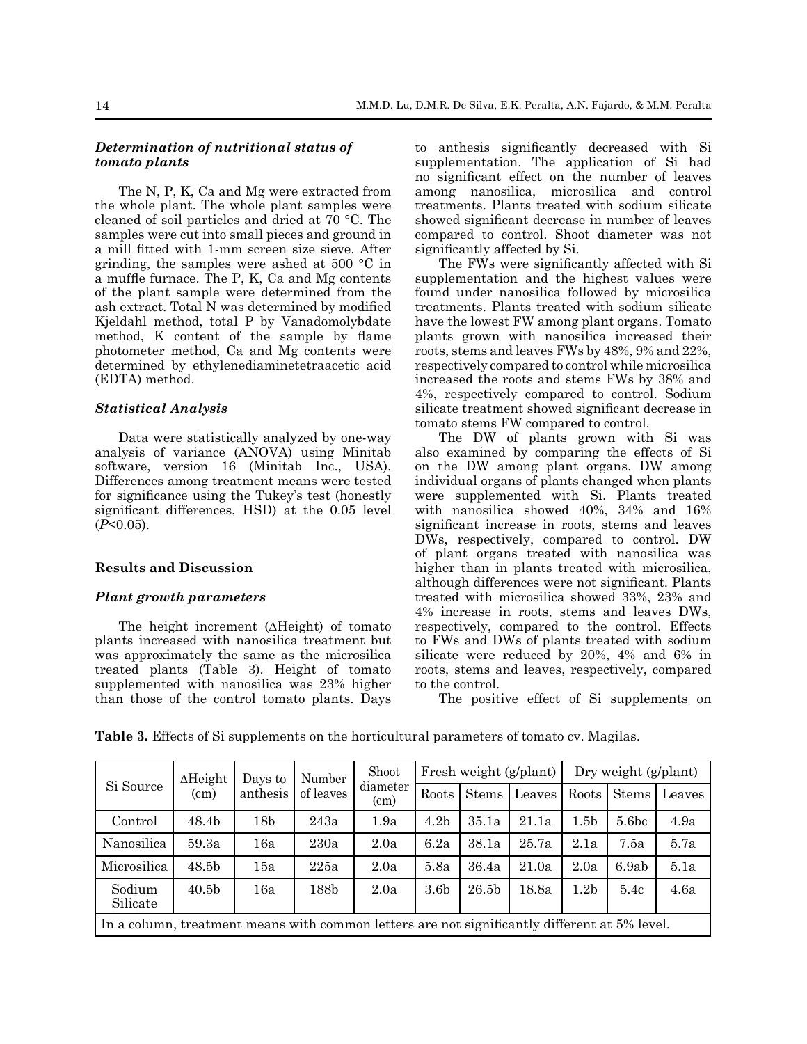### *Determination of nutritional status of tomato plants*

The N, P, K, Ca and Mg were extracted from the whole plant. The whole plant samples were cleaned of soil particles and dried at 70 °C. The samples were cut into small pieces and ground in a mill fitted with 1-mm screen size sieve. After grinding, the samples were ashed at 500 °C in a muffle furnace. The P, K, Ca and Mg contents of the plant sample were determined from the ash extract. Total N was determined by modified Kjeldahl method, total P by Vanadomolybdate method, K content of the sample by flame photometer method, Ca and Mg contents were determined by ethylenediaminetetraacetic acid (EDTA) method.

### *Statistical Analysis*

Data were statistically analyzed by one-way analysis of variance (ANOVA) using Minitab software, version 16 (Minitab Inc., USA). Differences among treatment means were tested for significance using the Tukey's test (honestly significant differences, HSD) at the 0.05 level ($P<0.05$).

## Results and Discussion

### *Plant growth parameters*

The height increment (ΔHeight) of tomato plants increased with nanosilica treatment but was approximately the same as the microsilica treated plants (Table 3). Height of tomato supplemented with nanosilica was 23% higher than those of the control tomato plants. Days to anthesis significantly decreased with Si supplementation. The application of Si had no significant effect on the number of leaves among nanosilica, microsilica and control treatments. Plants treated with sodium silicate showed significant decrease in number of leaves compared to control. Shoot diameter was not significantly affected by Si.

The FWs were significantly affected with Si supplementation and the highest values were found under nanosilica followed by microsilica treatments. Plants treated with sodium silicate have the lowest FW among plant organs. Tomato plants grown with nanosilica increased their roots, stems and leaves FWs by 48%, 9% and 22%, respectively compared to control while microsilica increased the roots and stems FWs by 38% and 4%, respectively compared to control. Sodium silicate treatment showed significant decrease in tomato stems FW compared to control.

The DW of plants grown with Si was also examined by comparing the effects of Si on the DW among plant organs. DW among individual organs of plants changed when plants were supplemented with Si. Plants treated with nanosilica showed 40%, 34% and 16% significant increase in roots, stems and leaves DWs, respectively, compared to control. DW of plant organs treated with nanosilica was higher than in plants treated with microsilica, although differences were not significant. Plants treated with microsilica showed 33%, 23% and 4% increase in roots, stems and leaves DWs, respectively, compared to the control. Effects to FWs and DWs of plants treated with sodium silicate were reduced by 20%, 4% and 6% in roots, stems and leaves, respectively, compared to the control.

The positive effect of Si supplements on

**Table 3.** Effects of Si supplements on the horticultural parameters of tomato cv. Magilas.

| Si Source | ΔHeight (cm) | Days to anthesis | Number of leaves | Shoot diameter (cm) | Fresh weight (g/plant) | | | Dry weight (g/plant) | | |
|---|---|---|---|---|---|---|---|---|---|---|
| | | | | | Roots | Stems | Leaves | Roots | Stems | Leaves |
| Control | 48.4b | 18b | 243a | 1.9a | 4.2b | 35.1a | 21.1a | 1.5b | 5.6bc | 4.9a |
| Nanosilica | 59.3a | 16a | 230a | 2.0a | 6.2a | 38.1a | 25.7a | 2.1a | 7.5a | 5.7a |
| Microsilica | 48.5b | 15a | 225a | 2.0a | 5.8a | 36.4a | 21.0a | 2.0a | 6.9ab | 5.1a |
| Sodium Silicate | 40.5b | 16a | 188b | 2.0a | 3.6b | 26.5b | 18.8a | 1.2b | 5.4c | 4.6a |

In a column, treatment means with common letters are not significantly different at 5% level.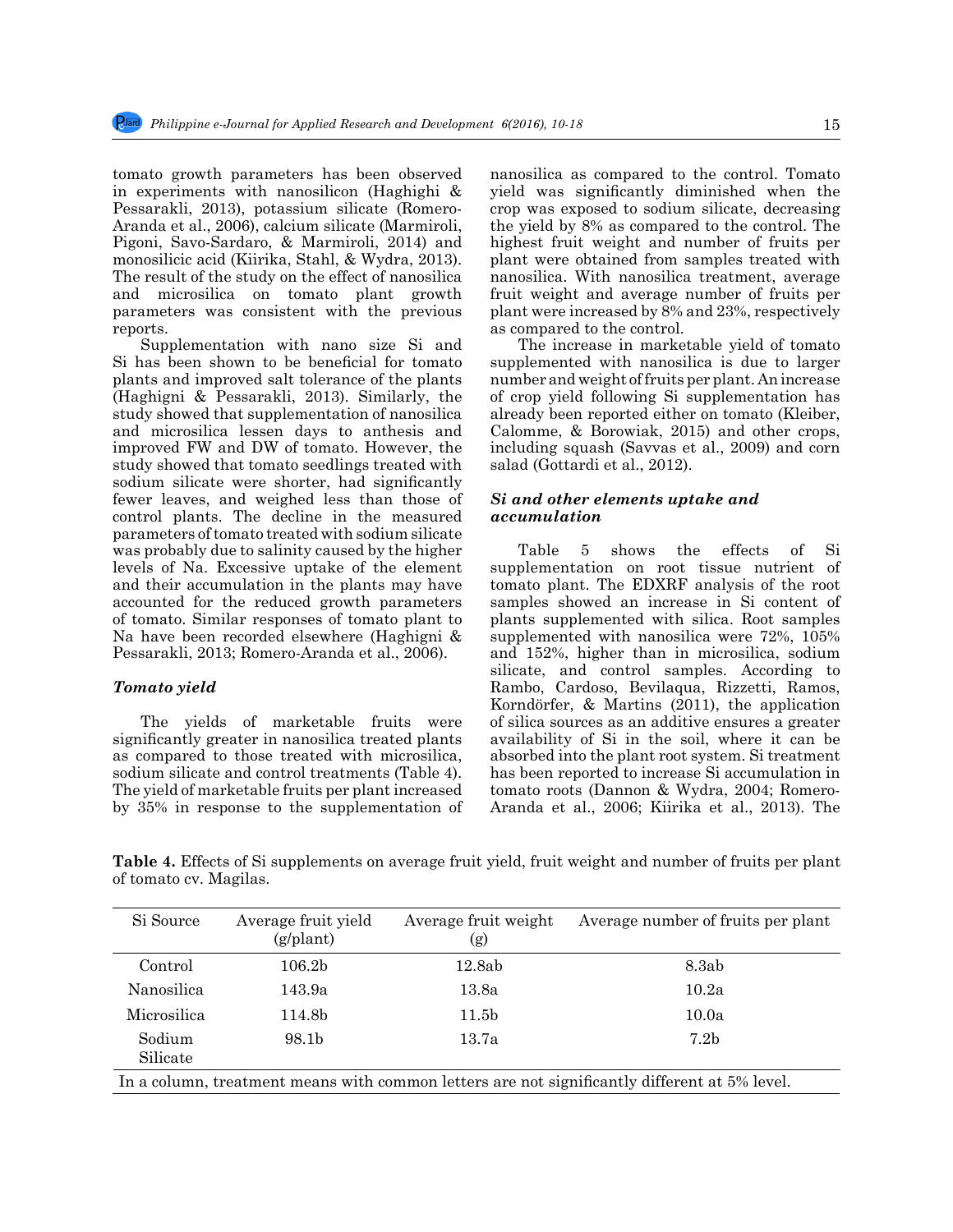tomato growth parameters has been observed in experiments with nanosilicon (Haghighi & Pessarakli, 2013), potassium silicate (Romero-Aranda et al., 2006), calcium silicate (Marmiroli, Pigoni, Savo-Sardaro, & Marmiroli, 2014) and monosilicic acid (Kiirika, Stahl, & Wydra, 2013). The result of the study on the effect of nanosilica and microsilica on tomato plant growth parameters was consistent with the previous reports.

Supplementation with nano size Si and Si has been shown to be beneficial for tomato plants and improved salt tolerance of the plants (Haghigni & Pessarakli, 2013). Similarly, the study showed that supplementation of nanosilica and microsilica lessen days to anthesis and improved FW and DW of tomato. However, the study showed that tomato seedlings treated with sodium silicate were shorter, had significantly fewer leaves, and weighed less than those of control plants. The decline in the measured parameters of tomato treated with sodium silicate was probably due to salinity caused by the higher levels of Na. Excessive uptake of the element and their accumulation in the plants may have accounted for the reduced growth parameters of tomato. Similar responses of tomato plant to Na have been recorded elsewhere (Haghigni & Pessarakli, 2013; Romero-Aranda et al., 2006).

### *Tomato yield*

The yields of marketable fruits were significantly greater in nanosilica treated plants as compared to those treated with microsilica, sodium silicate and control treatments (Table 4). The yield of marketable fruits per plant increased by 35% in response to the supplementation of nanosilica as compared to the control. Tomato yield was significantly diminished when the crop was exposed to sodium silicate, decreasing the yield by 8% as compared to the control. The highest fruit weight and number of fruits per plant were obtained from samples treated with nanosilica. With nanosilica treatment, average fruit weight and average number of fruits per plant were increased by 8% and 23%, respectively as compared to the control.

The increase in marketable yield of tomato supplemented with nanosilica is due to larger number and weight of fruits per plant. An increase of crop yield following Si supplementation has already been reported either on tomato (Kleiber, Calomme, & Borowiak, 2015) and other crops, including squash (Savvas et al., 2009) and corn salad (Gottardi et al., 2012).

### *Si and other elements uptake and accumulation*

Table 5 shows the effects of Si supplementation on root tissue nutrient of tomato plant. The EDXRF analysis of the root samples showed an increase in Si content of plants supplemented with silica. Root samples supplemented with nanosilica were 72%, 105% and 152%, higher than in microsilica, sodium silicate, and control samples. According to Rambo, Cardoso, Bevilaqua, Rizzetti, Ramos, Korndörfer, & Martins (2011), the application of silica sources as an additive ensures a greater availability of Si in the soil, where it can be absorbed into the plant root system. Si treatment has been reported to increase Si accumulation in tomato roots (Dannon & Wydra, 2004; Romero-Aranda et al., 2006; Kiirika et al., 2013). The

**Table 4.** Effects of Si supplements on average fruit yield, fruit weight and number of fruits per plant of tomato cv. Magilas.

| Si Source | Average fruit yield (g/plant) | Average fruit weight (g) | Average number of fruits per plant |
|---|---|---|---|
| Control | 106.2b | 12.8ab | 8.3ab |
| Nanosilica | 143.9a | 13.8a | 10.2a |
| Microsilica | 114.8b | 11.5b | 10.0a |
| Sodium Silicate | 98.1b | 13.7a | 7.2b |

In a column, treatment means with common letters are not significantly different at 5% level.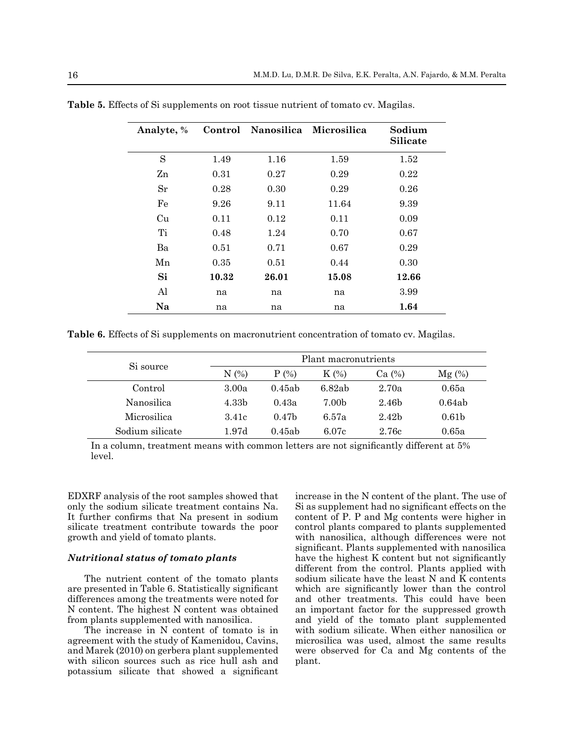**Table 5.** Effects of Si supplements on root tissue nutrient of tomato cv. Magilas.

| Analyte, % | Control | Nanosilica | Microsilica | Sodium Silicate |
|---|---|---|---|---|
| S | 1.49 | 1.16 | 1.59 | 1.52 |
| Zn | 0.31 | 0.27 | 0.29 | 0.22 |
| Sr | 0.28 | 0.30 | 0.29 | 0.26 |
| Fe | 9.26 | 9.11 | 11.64 | 9.39 |
| Cu | 0.11 | 0.12 | 0.11 | 0.09 |
| Ti | 0.48 | 1.24 | 0.70 | 0.67 |
| Ba | 0.51 | 0.71 | 0.67 | 0.29 |
| Mn | 0.35 | 0.51 | 0.44 | 0.30 |
| **Si** | **10.32** | **26.01** | **15.08** | **12.66** |
| Al | na | na | na | 3.99 |
| **Na** | na | na | na | **1.64** |

**Table 6.** Effects of Si supplements on macronutrient concentration of tomato cv. Magilas.

| Si source | Plant macronutrients | | | | |
|---|---|---|---|---|---|
| | N (%) | P (%) | K (%) | Ca (%) | Mg (%) |
| Control | 3.00a | 0.45ab | 6.82ab | 2.70a | 0.65a |
| Nanosilica | 4.33b | 0.43a | 7.00b | 2.46b | 0.64ab |
| Microsilica | 3.41c | 0.47b | 6.57a | 2.42b | 0.61b |
| Sodium silicate | 1.97d | 0.45ab | 6.07c | 2.76c | 0.65a |

In a column, treatment means with common letters are not significantly different at 5% level.

EDXRF analysis of the root samples showed that only the sodium silicate treatment contains Na. It further confirms that Na present in sodium silicate treatment contribute towards the poor growth and yield of tomato plants.

### *Nutritional status of tomato plants*

The nutrient content of the tomato plants are presented in Table 6. Statistically significant differences among the treatments were noted for N content. The highest N content was obtained from plants supplemented with nanosilica.

The increase in N content of tomato is in agreement with the study of Kamenidou, Cavins, and Marek (2010) on gerbera plant supplemented with silicon sources such as rice hull ash and potassium silicate that showed a significant increase in the N content of the plant. The use of Si as supplement had no significant effects on the content of P. P and Mg contents were higher in control plants compared to plants supplemented with nanosilica, although differences were not significant. Plants supplemented with nanosilica have the highest K content but not significantly different from the control. Plants applied with sodium silicate have the least N and K contents which are significantly lower than the control and other treatments. This could have been an important factor for the suppressed growth and yield of the tomato plant supplemented with sodium silicate. When either nanosilica or microsilica was used, almost the same results were observed for Ca and Mg contents of the plant.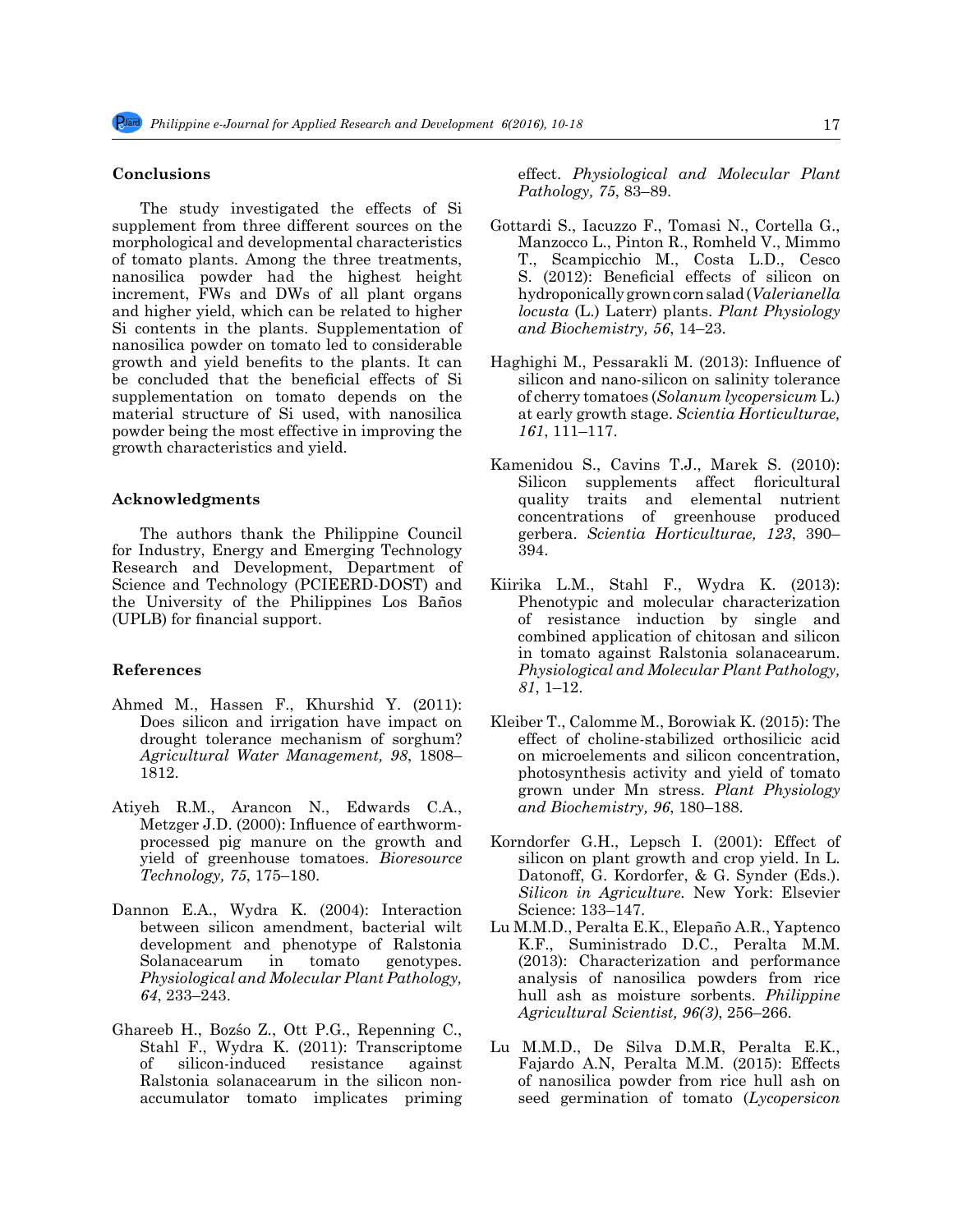## Conclusions

The study investigated the effects of Si supplement from three different sources on the morphological and developmental characteristics of tomato plants. Among the three treatments, nanosilica powder had the highest height increment, FWs and DWs of all plant organs and higher yield, which can be related to higher Si contents in the plants. Supplementation of nanosilica powder on tomato led to considerable growth and yield benefits to the plants. It can be concluded that the beneficial effects of Si supplementation on tomato depends on the material structure of Si used, with nanosilica powder being the most effective in improving the growth characteristics and yield.

## Acknowledgments

The authors thank the Philippine Council for Industry, Energy and Emerging Technology Research and Development, Department of Science and Technology (PCIEERD-DOST) and the University of the Philippines Los Baños (UPLB) for financial support.

## References

Ahmed M., Hassen F., Khurshid Y. (2011): Does silicon and irrigation have impact on drought tolerance mechanism of sorghum? *Agricultural Water Management, 98*, 1808–1812.

Atiyeh R.M., Arancon N., Edwards C.A., Metzger J.D. (2000): Influence of earthworm-processed pig manure on the growth and yield of greenhouse tomatoes. *Bioresource Technology, 75*, 175–180.

Dannon E.A., Wydra K. (2004): Interaction between silicon amendment, bacterial wilt development and phenotype of Ralstonia Solanacearum in tomato genotypes. *Physiological and Molecular Plant Pathology, 64*, 233–243.

Ghareeb H., Bozśo Z., Ott P.G., Repenning C., Stahl F., Wydra K. (2011): Transcriptome of silicon-induced resistance against Ralstonia solanacearum in the silicon non-accumulator tomato implicates priming effect. *Physiological and Molecular Plant Pathology, 75*, 83–89.

Gottardi S., Iacuzzo F., Tomasi N., Cortella G., Manzocco L., Pinton R., Romheld V., Mimmo T., Scampicchio M., Costa L.D., Cesco S. (2012): Beneficial effects of silicon on hydroponically grown corn salad (*Valerianella locusta* (L.) Laterr) plants. *Plant Physiology and Biochemistry, 56*, 14–23.

Haghighi M., Pessarakli M. (2013): Influence of silicon and nano-silicon on salinity tolerance of cherry tomatoes (*Solanum lycopersicum* L.) at early growth stage. *Scientia Horticulturae, 161*, 111–117.

Kamenidou S., Cavins T.J., Marek S. (2010): Silicon supplements affect floricultural quality traits and elemental nutrient concentrations of greenhouse produced gerbera. *Scientia Horticulturae, 123*, 390–394.

Kiirika L.M., Stahl F., Wydra K. (2013): Phenotypic and molecular characterization of resistance induction by single and combined application of chitosan and silicon in tomato against Ralstonia solanacearum. *Physiological and Molecular Plant Pathology, 81*, 1–12.

Kleiber T., Calomme M., Borowiak K. (2015): The effect of choline-stabilized orthosilicic acid on microelements and silicon concentration, photosynthesis activity and yield of tomato grown under Mn stress. *Plant Physiology and Biochemistry, 96*, 180–188.

Korndorfer G.H., Lepsch I. (2001): Effect of silicon on plant growth and crop yield. In L. Datonoff, G. Kordorfer, & G. Synder (Eds.). *Silicon in Agriculture.* New York: Elsevier Science: 133–147.

Lu M.M.D., Peralta E.K., Elepaño A.R., Yaptenco K.F., Suministrado D.C., Peralta M.M. (2013): Characterization and performance analysis of nanosilica powders from rice hull ash as moisture sorbents. *Philippine Agricultural Scientist, 96(3)*, 256–266.

Lu M.M.D., De Silva D.M.R, Peralta E.K., Fajardo A.N, Peralta M.M. (2015): Effects of nanosilica powder from rice hull ash on seed germination of tomato (*Lycopersicon*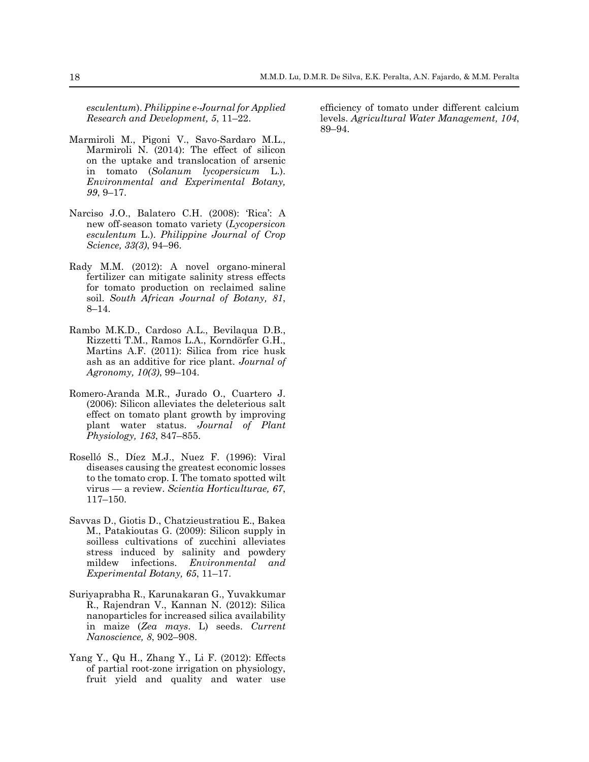*esculentum*). *Philippine e-Journal for Applied Research and Development, 5*, 11–22.

Marmiroli M., Pigoni V., Savo-Sardaro M.L., Marmiroli N. (2014): The effect of silicon on the uptake and translocation of arsenic in tomato (*Solanum lycopersicum* L.). *Environmental and Experimental Botany, 99*, 9–17.

Narciso J.O., Balatero C.H. (2008): 'Rica': A new off-season tomato variety (*Lycopersicon esculentum* L.). *Philippine Journal of Crop Science, 33(3)*, 94–96.

Rady M.M. (2012): A novel organo-mineral fertilizer can mitigate salinity stress effects for tomato production on reclaimed saline soil. *South African Journal of Botany, 81*, 8–14.

Rambo M.K.D., Cardoso A.L., Bevilaqua D.B., Rizzetti T.M., Ramos L.A., Korndörfer G.H., Martins A.F. (2011): Silica from rice husk ash as an additive for rice plant. *Journal of Agronomy, 10(3)*, 99–104.

Romero-Aranda M.R., Jurado O., Cuartero J. (2006): Silicon alleviates the deleterious salt effect on tomato plant growth by improving plant water status. *Journal of Plant Physiology, 163*, 847–855.

Roselló S., Díez M.J., Nuez F. (1996): Viral diseases causing the greatest economic losses to the tomato crop. I. The tomato spotted wilt virus — a review. *Scientia Horticulturae, 67*, 117–150.

Savvas D., Giotis D., Chatzieustratiou E., Bakea M., Patakioutas G. (2009): Silicon supply in soilless cultivations of zucchini alleviates stress induced by salinity and powdery mildew infections. *Environmental and Experimental Botany, 65*, 11–17.

Suriyaprabha R., Karunakaran G., Yuvakkumar R., Rajendran V., Kannan N. (2012): Silica nanoparticles for increased silica availability in maize (*Zea mays*. L) seeds. *Current Nanoscience, 8*, 902–908.

Yang Y., Qu H., Zhang Y., Li F. (2012): Effects of partial root-zone irrigation on physiology, fruit yield and quality and water use efficiency of tomato under different calcium levels. *Agricultural Water Management, 104*, 89–94.